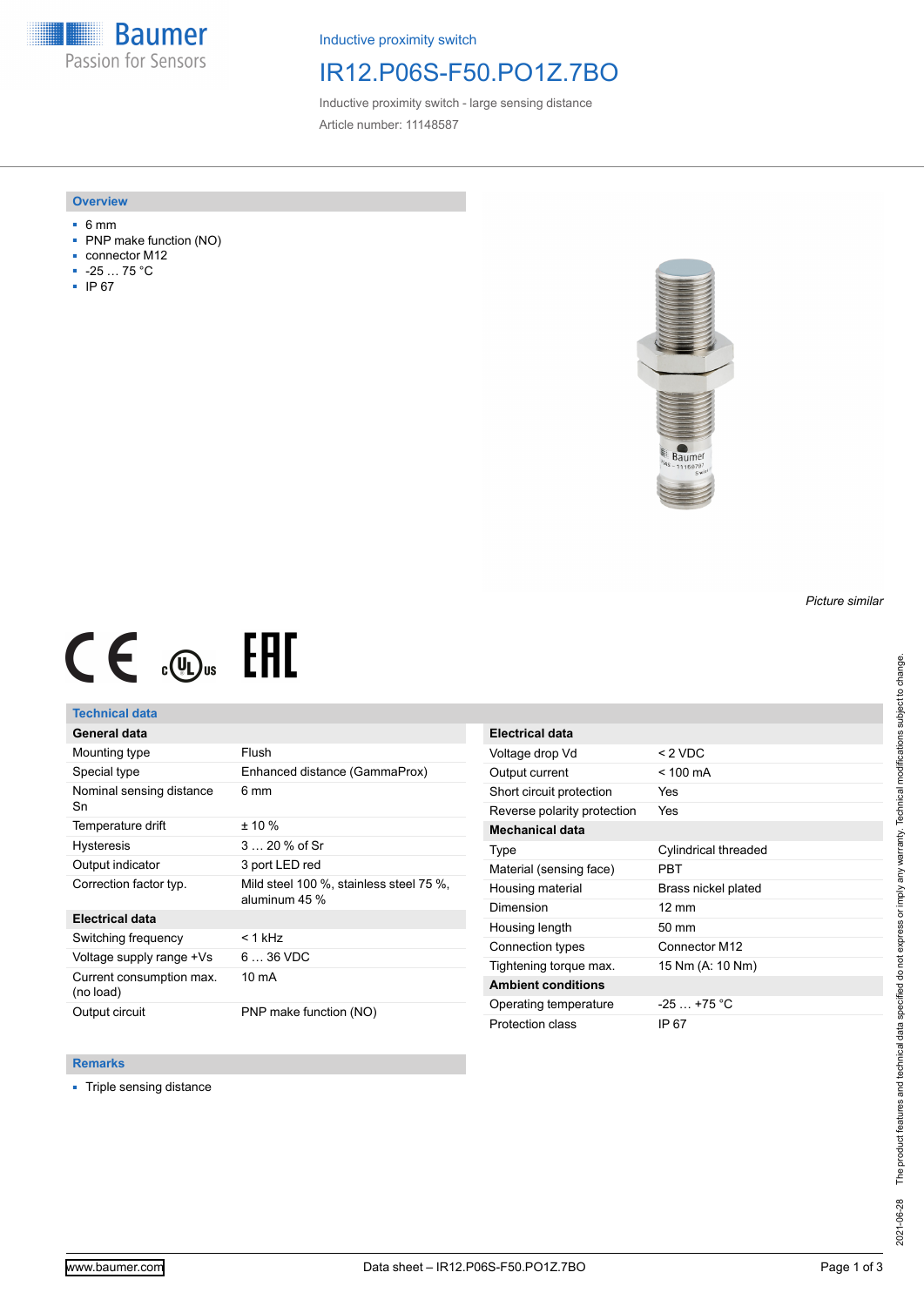Baumer
Passion for Sensors

Inductive proximity switch

# IR12.P06S-F50.PO1Z.7BO

Inductive proximity switch - large sensing distance

Article number: 11148587

## Overview

- 6 mm
- PNP make function (NO)
- connector M12
- -25 … 75 °C
- IP 67

*Picture similar*

## Technical data

| General data | |
|---|---|
| Mounting type | Flush |
| Special type | Enhanced distance (GammaProx) |
| Nominal sensing distance Sn | 6 mm |
| Temperature drift | ± 10 % |
| Hysteresis | 3 … 20 % of Sr |
| Output indicator | 3 port LED red |
| Correction factor typ. | Mild steel 100 %, stainless steel 75 %, aluminum 45 % |
| **Electrical data** | |
| Switching frequency | < 1 kHz |
| Voltage supply range +Vs | 6 … 36 VDC |
| Current consumption max. (no load) | 10 mA |
| Output circuit | PNP make function (NO) |

| Electrical data | |
|---|---|
| Voltage drop Vd | < 2 VDC |
| Output current | < 100 mA |
| Short circuit protection | Yes |
| Reverse polarity protection | Yes |
| **Mechanical data** | |
| Type | Cylindrical threaded |
| Material (sensing face) | PBT |
| Housing material | Brass nickel plated |
| Dimension | 12 mm |
| Housing length | 50 mm |
| Connection types | Connector M12 |
| Tightening torque max. | 15 Nm (A: 10 Nm) |
| **Ambient conditions** | |
| Operating temperature | -25 … +75 °C |
| Protection class | IP 67 |

## Remarks

- Triple sensing distance

2021-06-28 The product features and technical data specified do not express or imply any warranty. Technical modifications subject to change.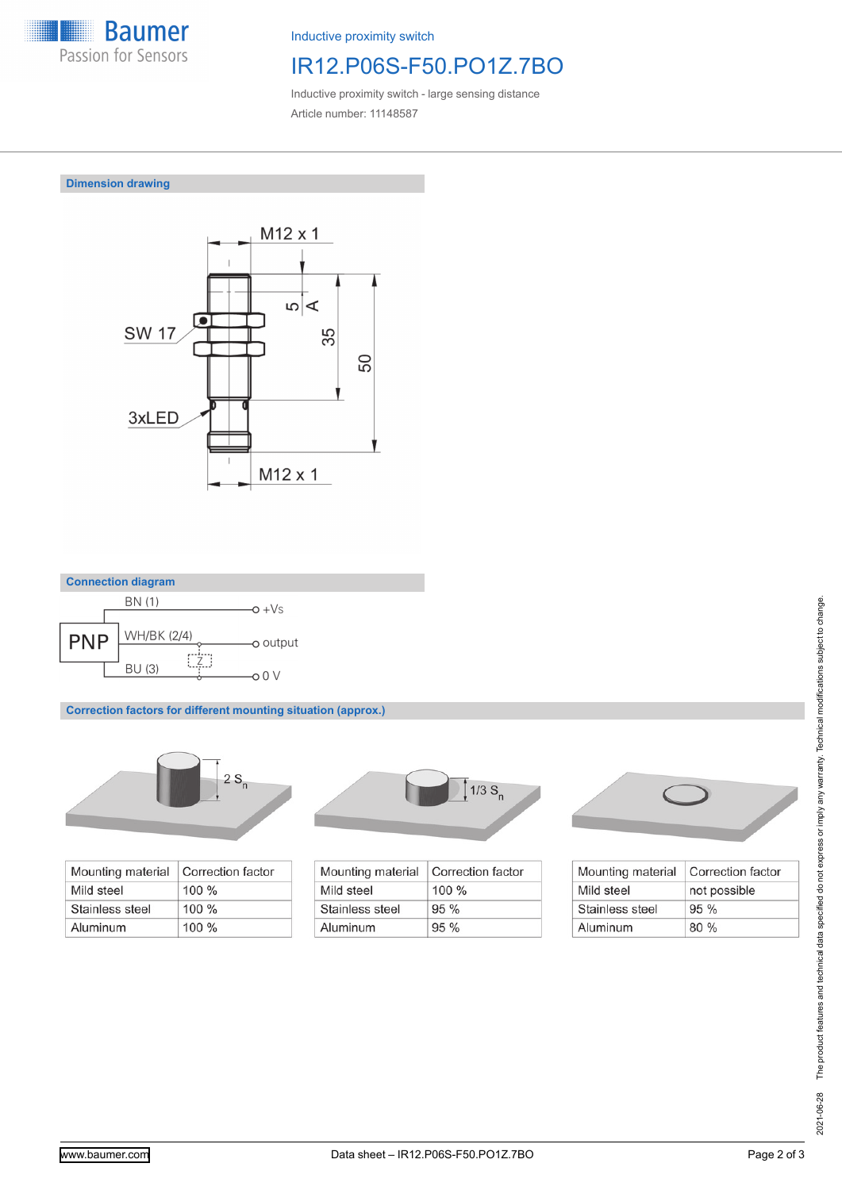Inductive proximity switch

# IR12.P06S-F50.PO1Z.7BO

Inductive proximity switch - large sensing distance

Article number: 11148587

## Dimension drawing

M12 x 1

5

A

35

50

SW 17

3xLED

M12 x 1

## Connection diagram

PNP

BN (1) — +Vs

WH/BK (2/4) — output

Z

BU (3) — 0 V

## Correction factors for different mounting situation (approx.)

2 $S_n$

| Mounting material | Correction factor |
|---|---|
| Mild steel | 100 % |
| Stainless steel | 100 % |
| Aluminum | 100 % |

1/3 $S_n$

| Mounting material | Correction factor |
|---|---|
| Mild steel | 100 % |
| Stainless steel | 95 % |
| Aluminum | 95 % |

| Mounting material | Correction factor |
|---|---|
| Mild steel | not possible |
| Stainless steel | 95 % |
| Aluminum | 80 % |

2021-06-28 The product features and technical data specified do not express or imply any warranty. Technical modifications subject to change.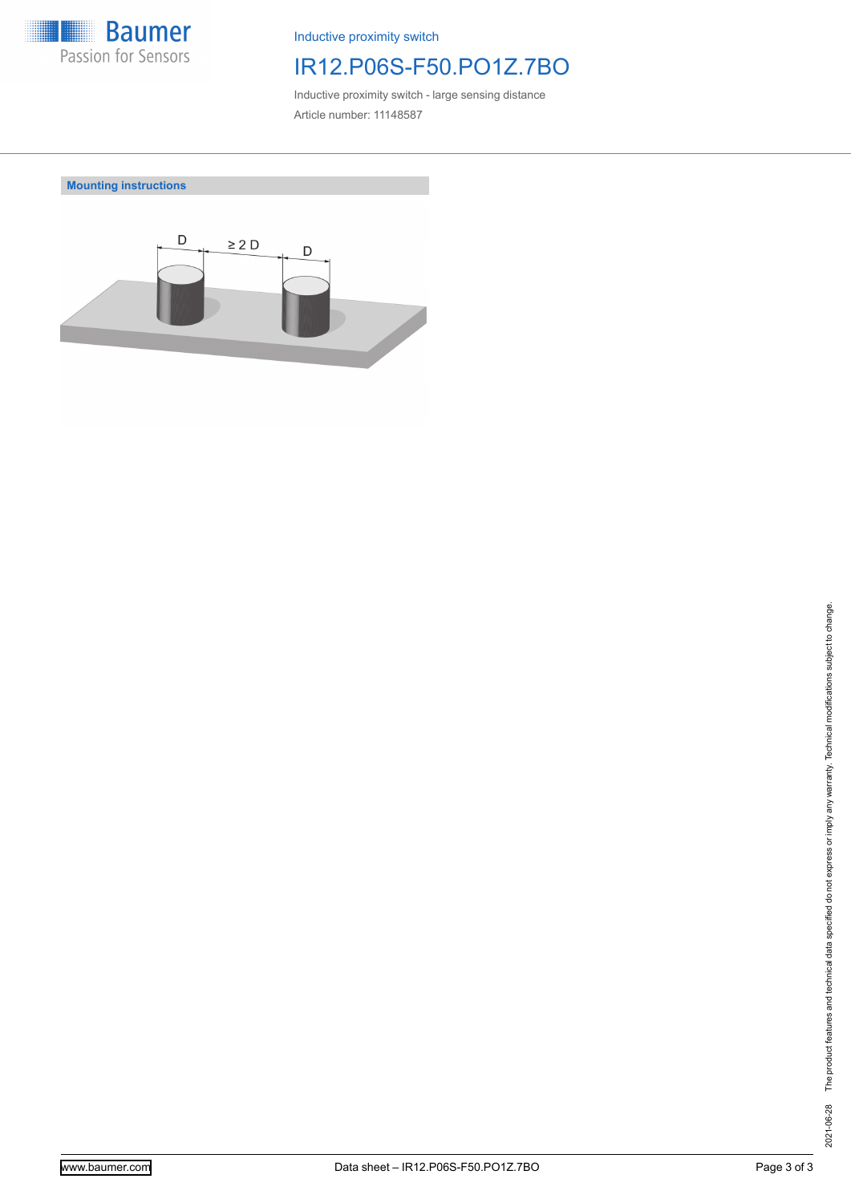Inductive proximity switch

# IR12.P06S-F50.PO1Z.7BO

Inductive proximity switch - large sensing distance

Article number: 11148587

## Mounting instructions

D

≥ 2 D

D

2021-06-28 The product features and technical data specified do not express or imply any warranty. Technical modifications subject to change.